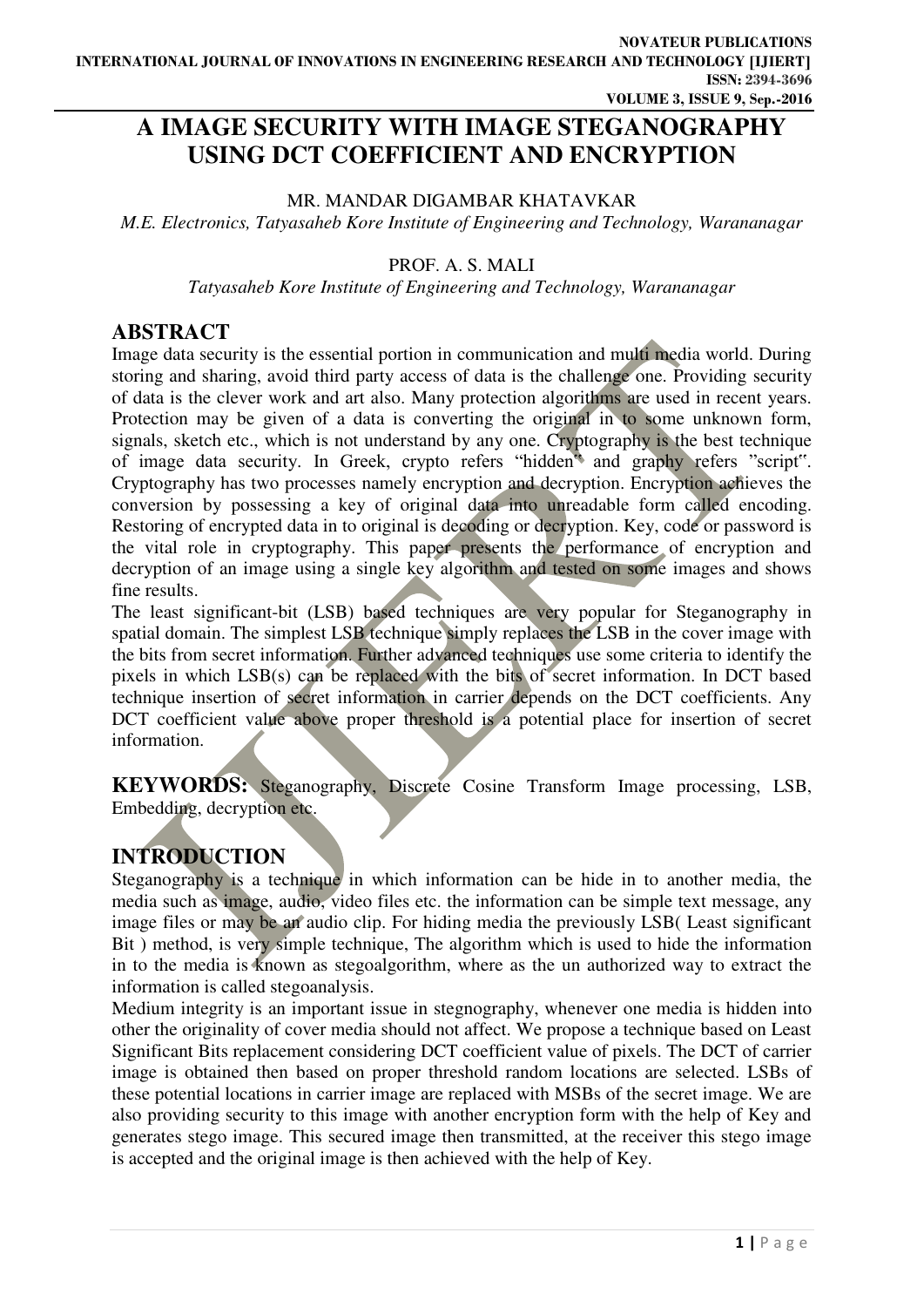# A IMAGE SECURITY WITH IMAGE STEGANOGRAPHY USING DCT COEFFICIENT AND ENCRYPTION

MR. MANDAR DIGAMBAR KHATAVKAR

*M.E. Electronics, Tatyasaheb Kore Institute of Engineering and Technology, Warananagar*

PROF. A. S. MALI

*Tatyasaheb Kore Institute of Engineering and Technology, Warananagar*

## ABSTRACT

Image data security is the essential portion in communication and multi media world. During storing and sharing, avoid third party access of data is the challenge one. Providing security of data is the clever work and art also. Many protection algorithms are used in recent years. Protection may be given of a data is converting the original in to some unknown form, signals, sketch etc., which is not understand by any one. Cryptography is the best technique of image data security. In Greek, crypto refers "hidden" and graphy refers "script". Cryptography has two processes namely encryption and decryption. Encryption achieves the conversion by possessing a key of original data into unreadable form called encoding. Restoring of encrypted data in to original is decoding or decryption. Key, code or password is the vital role in cryptography. This paper presents the performance of encryption and decryption of an image using a single key algorithm and tested on some images and shows fine results.

The least significant-bit (LSB) based techniques are very popular for Steganography in spatial domain. The simplest LSB technique simply replaces the LSB in the cover image with the bits from secret information. Further advanced techniques use some criteria to identify the pixels in which LSB(s) can be replaced with the bits of secret information. In DCT based technique insertion of secret information in carrier depends on the DCT coefficients. Any DCT coefficient value above proper threshold is a potential place for insertion of secret information.

**KEYWORDS:** Steganography, Discrete Cosine Transform Image processing, LSB, Embedding, decryption etc.

## INTRODUCTION

Steganography is a technique in which information can be hide in to another media, the media such as image, audio, video files etc. the information can be simple text message, any image files or may be an audio clip. For hiding media the previously LSB( Least significant Bit ) method, is very simple technique, The algorithm which is used to hide the information in to the media is known as stegoalgorithm, where as the un authorized way to extract the information is called stegoanalysis.

Medium integrity is an important issue in stegnography, whenever one media is hidden into other the originality of cover media should not affect. We propose a technique based on Least Significant Bits replacement considering DCT coefficient value of pixels. The DCT of carrier image is obtained then based on proper threshold random locations are selected. LSBs of these potential locations in carrier image are replaced with MSBs of the secret image. We are also providing security to this image with another encryption form with the help of Key and generates stego image. This secured image then transmitted, at the receiver this stego image is accepted and the original image is then achieved with the help of Key.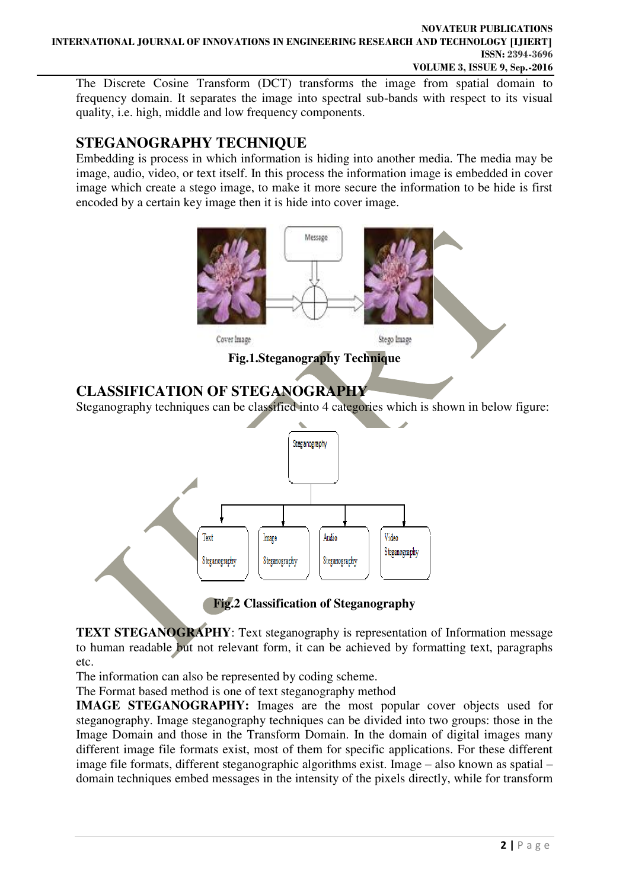The Discrete Cosine Transform (DCT) transforms the image from spatial domain to frequency domain. It separates the image into spectral sub-bands with respect to its visual quality, i.e. high, middle and low frequency components.

## STEGANOGRAPHY TECHNIQUE

Embedding is process in which information is hiding into another media. The media may be image, audio, video, or text itself. In this process the information image is embedded in cover image which create a stego image, to make it more secure the information to be hide is first encoded by a certain key image then it is hide into cover image.

**Fig.1.Steganography Technique**

## CLASSIFICATION OF STEGANOGRAPHY

Steganography techniques can be classified into 4 categories which is shown in below figure:

**Fig.2 Classification of Steganography**

**TEXT STEGANOGRAPHY**: Text steganography is representation of Information message to human readable but not relevant form, it can be achieved by formatting text, paragraphs etc.

The information can also be represented by coding scheme.

The Format based method is one of text steganography method

**IMAGE STEGANOGRAPHY:** Images are the most popular cover objects used for steganography. Image steganography techniques can be divided into two groups: those in the Image Domain and those in the Transform Domain. In the domain of digital images many different image file formats exist, most of them for specific applications. For these different image file formats, different steganographic algorithms exist. Image – also known as spatial – domain techniques embed messages in the intensity of the pixels directly, while for transform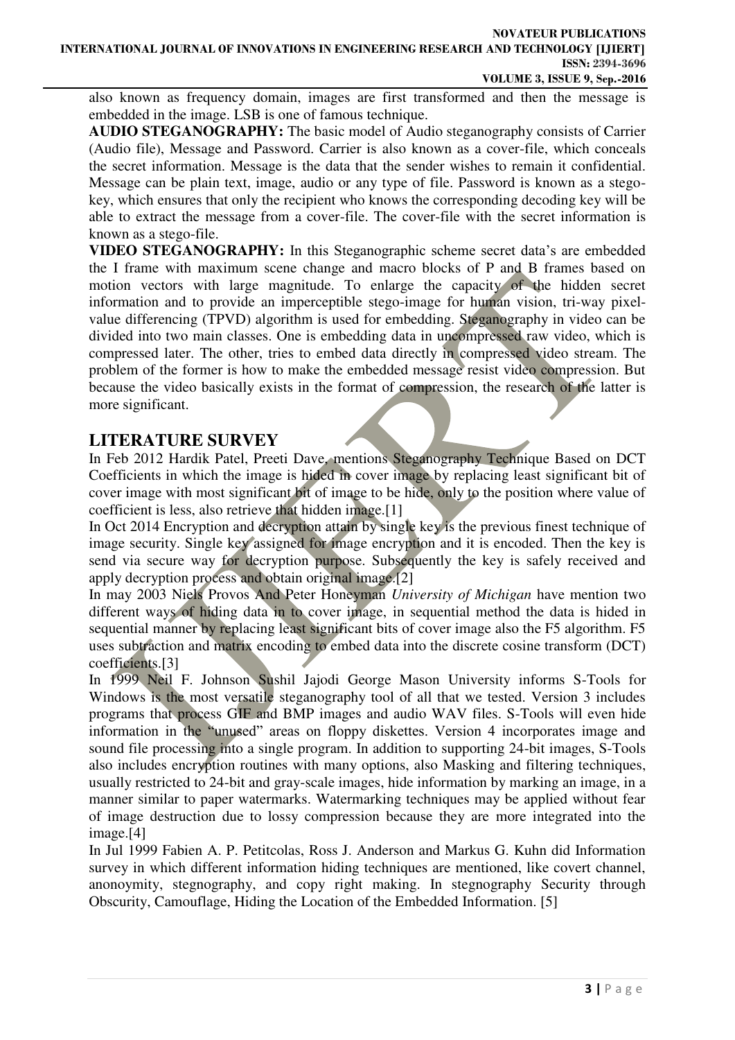also known as frequency domain, images are first transformed and then the message is embedded in the image. LSB is one of famous technique.

**AUDIO STEGANOGRAPHY:** The basic model of Audio steganography consists of Carrier (Audio file), Message and Password. Carrier is also known as a cover-file, which conceals the secret information. Message is the data that the sender wishes to remain it confidential. Message can be plain text, image, audio or any type of file. Password is known as a stego-key, which ensures that only the recipient who knows the corresponding decoding key will be able to extract the message from a cover-file. The cover-file with the secret information is known as a stego-file.

**VIDEO STEGANOGRAPHY:** In this Steganographic scheme secret data's are embedded the I frame with maximum scene change and macro blocks of P and B frames based on motion vectors with large magnitude. To enlarge the capacity of the hidden secret information and to provide an imperceptible stego-image for human vision, tri-way pixel-value differencing (TPVD) algorithm is used for embedding. Steganography in video can be divided into two main classes. One is embedding data in uncompressed raw video, which is compressed later. The other, tries to embed data directly in compressed video stream. The problem of the former is how to make the embedded message resist video compression. But because the video basically exists in the format of compression, the research of the latter is more significant.

## LITERATURE SURVEY

In Feb 2012 Hardik Patel, Preeti Dave, mentions Steganography Technique Based on DCT Coefficients in which the image is hided in cover image by replacing least significant bit of cover image with most significant bit of image to be hide, only to the position where value of coefficient is less, also retrieve that hidden image.[1]

In Oct 2014 Encryption and decryption attain by single key is the previous finest technique of image security. Single key assigned for image encryption and it is encoded. Then the key is send via secure way for decryption purpose. Subsequently the key is safely received and apply decryption process and obtain original image.[2]

In may 2003 Niels Provos And Peter Honeyman *University of Michigan* have mention two different ways of hiding data in to cover image, in sequential method the data is hided in sequential manner by replacing least significant bits of cover image also the F5 algorithm. F5 uses subtraction and matrix encoding to embed data into the discrete cosine transform (DCT) coefficients.[3]

In 1999 Neil F. Johnson Sushil Jajodi George Mason University informs S-Tools for Windows is the most versatile steganography tool of all that we tested. Version 3 includes programs that process GIF and BMP images and audio WAV files. S-Tools will even hide information in the "unused" areas on floppy diskettes. Version 4 incorporates image and sound file processing into a single program. In addition to supporting 24-bit images, S-Tools also includes encryption routines with many options, also Masking and filtering techniques, usually restricted to 24-bit and gray-scale images, hide information by marking an image, in a manner similar to paper watermarks. Watermarking techniques may be applied without fear of image destruction due to lossy compression because they are more integrated into the image.[4]

In Jul 1999 Fabien A. P. Petitcolas, Ross J. Anderson and Markus G. Kuhn did Information survey in which different information hiding techniques are mentioned, like covert channel, anonoymity, stegnography, and copy right making. In stegnography Security through Obscurity, Camouflage, Hiding the Location of the Embedded Information. [5]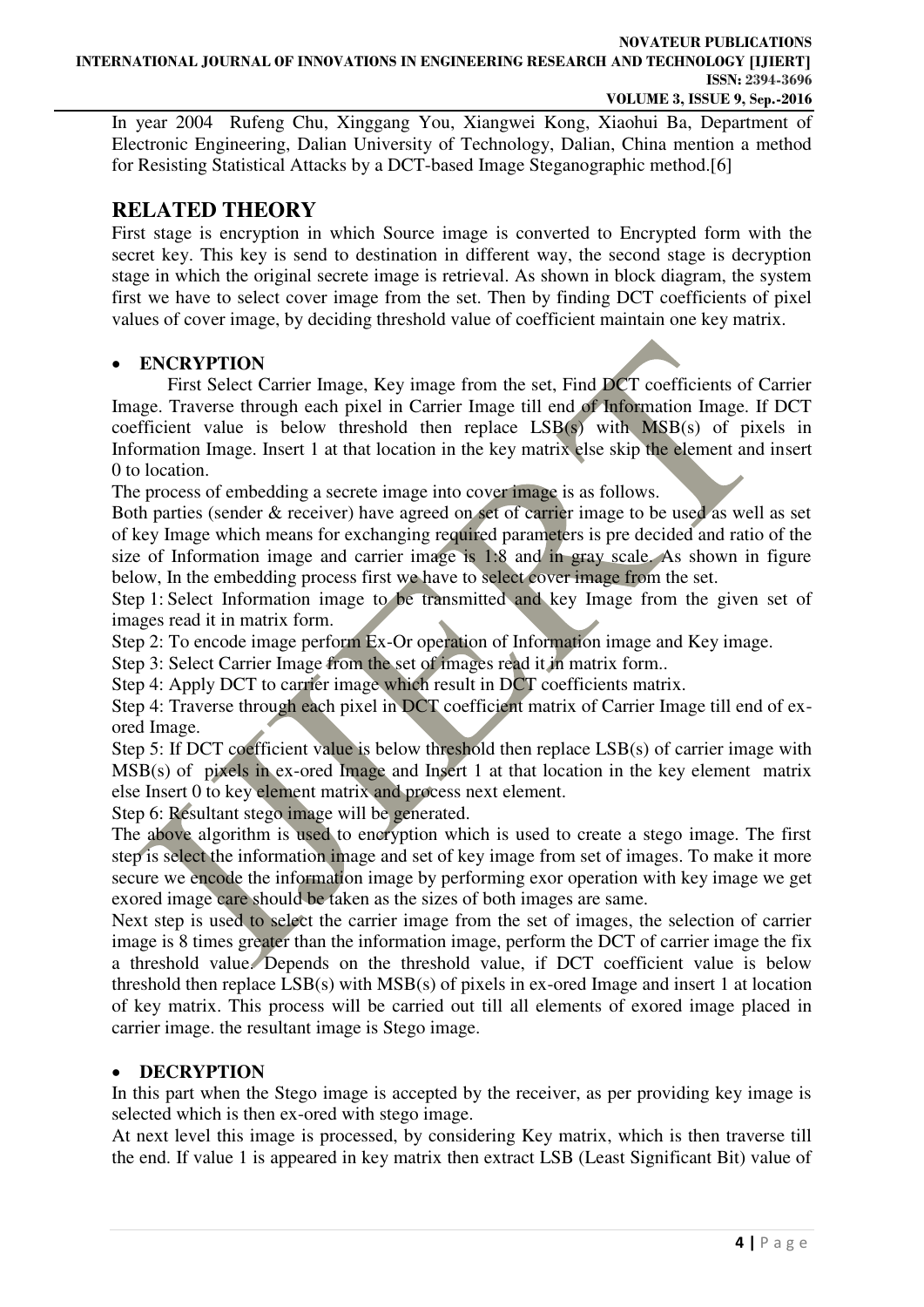In year 2004 Rufeng Chu, Xinggang You, Xiangwei Kong, Xiaohui Ba, Department of Electronic Engineering, Dalian University of Technology, Dalian, China mention a method for Resisting Statistical Attacks by a DCT-based Image Steganographic method.[6]

## RELATED THEORY

First stage is encryption in which Source image is converted to Encrypted form with the secret key. This key is send to destination in different way, the second stage is decryption stage in which the original secrete image is retrieval. As shown in block diagram, the system first we have to select cover image from the set. Then by finding DCT coefficients of pixel values of cover image, by deciding threshold value of coefficient maintain one key matrix.

- **ENCRYPTION**

First Select Carrier Image, Key image from the set, Find DCT coefficients of Carrier Image. Traverse through each pixel in Carrier Image till end of Information Image. If DCT coefficient value is below threshold then replace LSB(s) with MSB(s) of pixels in Information Image. Insert 1 at that location in the key matrix else skip the element and insert 0 to location.

The process of embedding a secrete image into cover image is as follows.

Both parties (sender & receiver) have agreed on set of carrier image to be used as well as set of key Image which means for exchanging required parameters is pre decided and ratio of the size of Information image and carrier image is 1:8 and in gray scale. As shown in figure below, In the embedding process first we have to select cover image from the set.

Step 1: Select Information image to be transmitted and key Image from the given set of images read it in matrix form.

Step 2: To encode image perform Ex-Or operation of Information image and Key image.

Step 3: Select Carrier Image from the set of images read it in matrix form..

Step 4: Apply DCT to carrier image which result in DCT coefficients matrix.

Step 4: Traverse through each pixel in DCT coefficient matrix of Carrier Image till end of ex-ored Image.

Step 5: If DCT coefficient value is below threshold then replace LSB(s) of carrier image with MSB(s) of pixels in ex-ored Image and Insert 1 at that location in the key element matrix else Insert 0 to key element matrix and process next element.

Step 6: Resultant stego image will be generated.

The above algorithm is used to encryption which is used to create a stego image. The first step is select the information image and set of key image from set of images. To make it more secure we encode the information image by performing exor operation with key image we get exored image care should be taken as the sizes of both images are same.

Next step is used to select the carrier image from the set of images, the selection of carrier image is 8 times greater than the information image, perform the DCT of carrier image the fix a threshold value. Depends on the threshold value, if DCT coefficient value is below threshold then replace LSB(s) with MSB(s) of pixels in ex-ored Image and insert 1 at location of key matrix. This process will be carried out till all elements of exored image placed in carrier image. the resultant image is Stego image.

- **DECRYPTION**

In this part when the Stego image is accepted by the receiver, as per providing key image is selected which is then ex-ored with stego image.

At next level this image is processed, by considering Key matrix, which is then traverse till the end. If value 1 is appeared in key matrix then extract LSB (Least Significant Bit) value of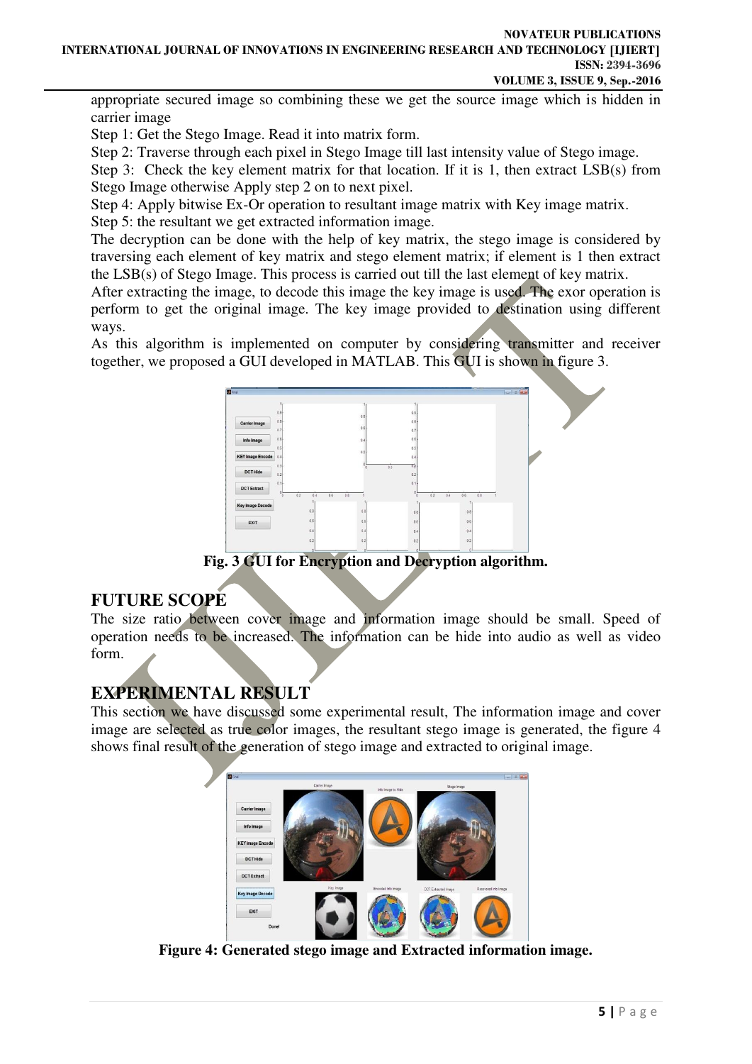appropriate secured image so combining these we get the source image which is hidden in carrier image

Step 1: Get the Stego Image. Read it into matrix form.

Step 2: Traverse through each pixel in Stego Image till last intensity value of Stego image.

Step 3: Check the key element matrix for that location. If it is 1, then extract LSB(s) from Stego Image otherwise Apply step 2 on to next pixel.

Step 4: Apply bitwise Ex-Or operation to resultant image matrix with Key image matrix.

Step 5: the resultant we get extracted information image.

The decryption can be done with the help of key matrix, the stego image is considered by traversing each element of key matrix and stego element matrix; if element is 1 then extract the LSB(s) of Stego Image. This process is carried out till the last element of key matrix.

After extracting the image, to decode this image the key image is used. The exor operation is perform to get the original image. The key image provided to destination using different ways.

As this algorithm is implemented on computer by considering transmitter and receiver together, we proposed a GUI developed in MATLAB. This GUI is shown in figure 3.

**Fig. 3 GUI for Encryption and Decryption algorithm.**

## FUTURE SCOPE

The size ratio between cover image and information image should be small. Speed of operation needs to be increased. The information can be hide into audio as well as video form.

## EXPERIMENTAL RESULT

This section we have discussed some experimental result, The information image and cover image are selected as true color images, the resultant stego image is generated, the figure 4 shows final result of the generation of stego image and extracted to original image.

**Figure 4: Generated stego image and Extracted information image.**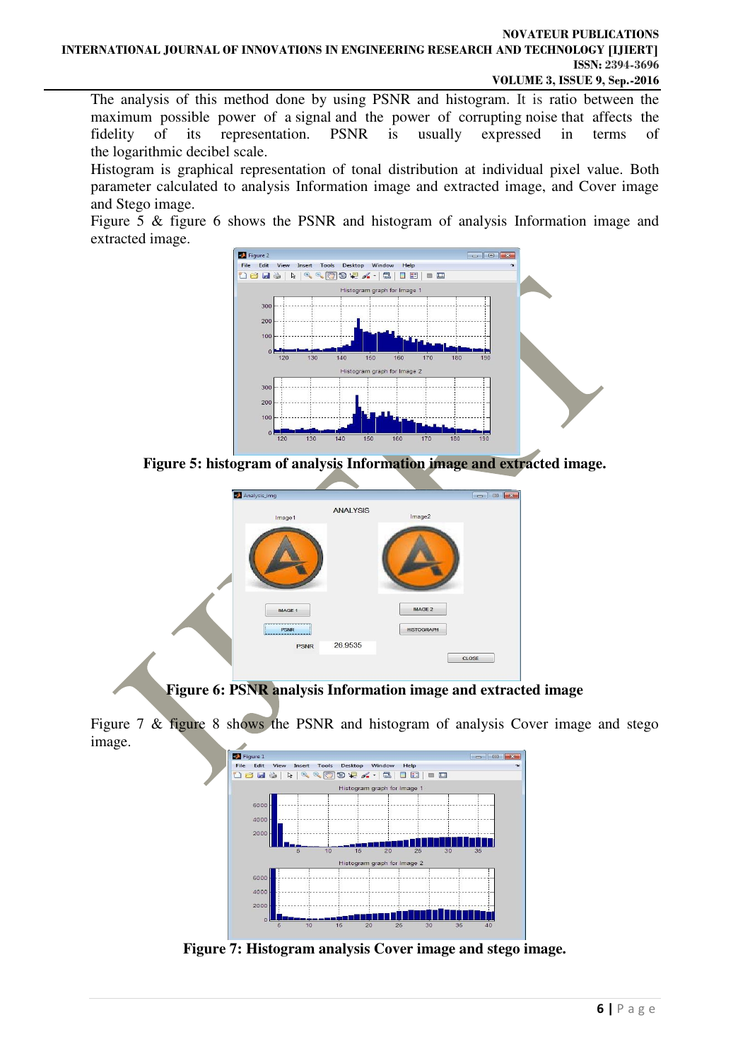The analysis of this method done by using PSNR and histogram. It is ratio between the maximum possible power of a signal and the power of corrupting noise that affects the fidelity of its representation. PSNR is usually expressed in terms of the logarithmic decibel scale.

Histogram is graphical representation of tonal distribution at individual pixel value. Both parameter calculated to analysis Information image and extracted image, and Cover image and Stego image.

Figure 5 & figure 6 shows the PSNR and histogram of analysis Information image and extracted image.

**Figure 5: histogram of analysis Information image and extracted image.**

**Figure 6: PSNR analysis Information image and extracted image**

Figure 7 & figure 8 shows the PSNR and histogram of analysis Cover image and stego image.

**Figure 7: Histogram analysis Cover image and stego image.**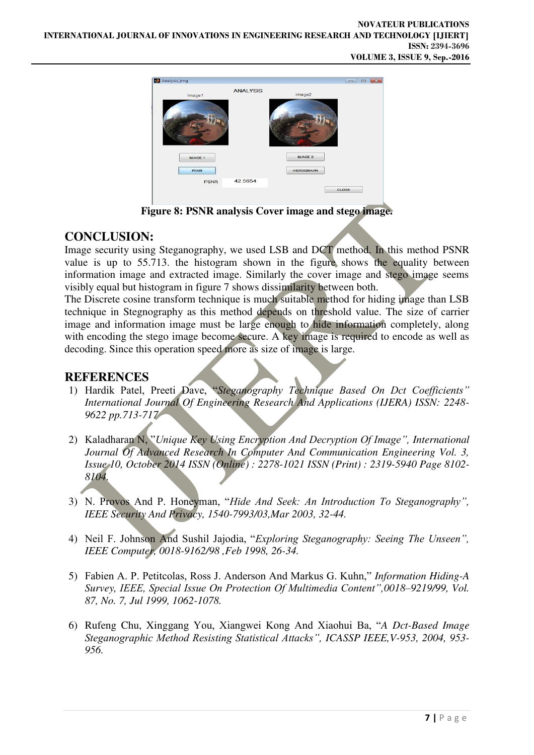Figure 8: PSNR analysis Cover image and stego image.

## CONCLUSION:

Image security using Steganography, we used LSB and DCT method. In this method PSNR value is up to 55.713. the histogram shown in the figure shows the equality between information image and extracted image. Similarly the cover image and stego image seems visibly equal but histogram in figure 7 shows dissimilarity between both.

The Discrete cosine transform technique is much suitable method for hiding image than LSB technique in Stegnography as this method depends on threshold value. The size of carrier image and information image must be large enough to hide information completely, along with encoding the stego image become secure. A key image is required to encode as well as decoding. Since this operation speed more as size of image is large.

## REFERENCES

1) Hardik Patel, Preeti Dave, "*Steganography Technique Based On Dct Coefficients" International Journal Of Engineering Research And Applications (IJERA) ISSN: 2248-9622 pp.713-717*

2) Kaladharan N, "*Unique Key Using Encryption And Decryption Of Image", International Journal Of Advanced Research In Computer And Communication Engineering Vol. 3, Issue 10, October 2014 ISSN (Online) : 2278-1021 ISSN (Print) : 2319-5940 Page 8102-8104.*

3) N. Provos And P. Honeyman, "*Hide And Seek: An Introduction To Steganography", IEEE Security And Privacy, 1540-7993/03,Mar 2003, 32-44.*

4) Neil F. Johnson And Sushil Jajodia, "*Exploring Steganography: Seeing The Unseen", IEEE Computer, 0018-9162/98 ,Feb 1998, 26-34.*

5) Fabien A. P. Petitcolas, Ross J. Anderson And Markus G. Kuhn," *Information Hiding-A Survey, IEEE, Special Issue On Protection Of Multimedia Content",0018–9219/99, Vol. 87, No. 7, Jul 1999, 1062-1078.*

6) Rufeng Chu, Xinggang You, Xiangwei Kong And Xiaohui Ba, "*A Dct-Based Image Steganographic Method Resisting Statistical Attacks", ICASSP IEEE,V-953, 2004, 953-956.*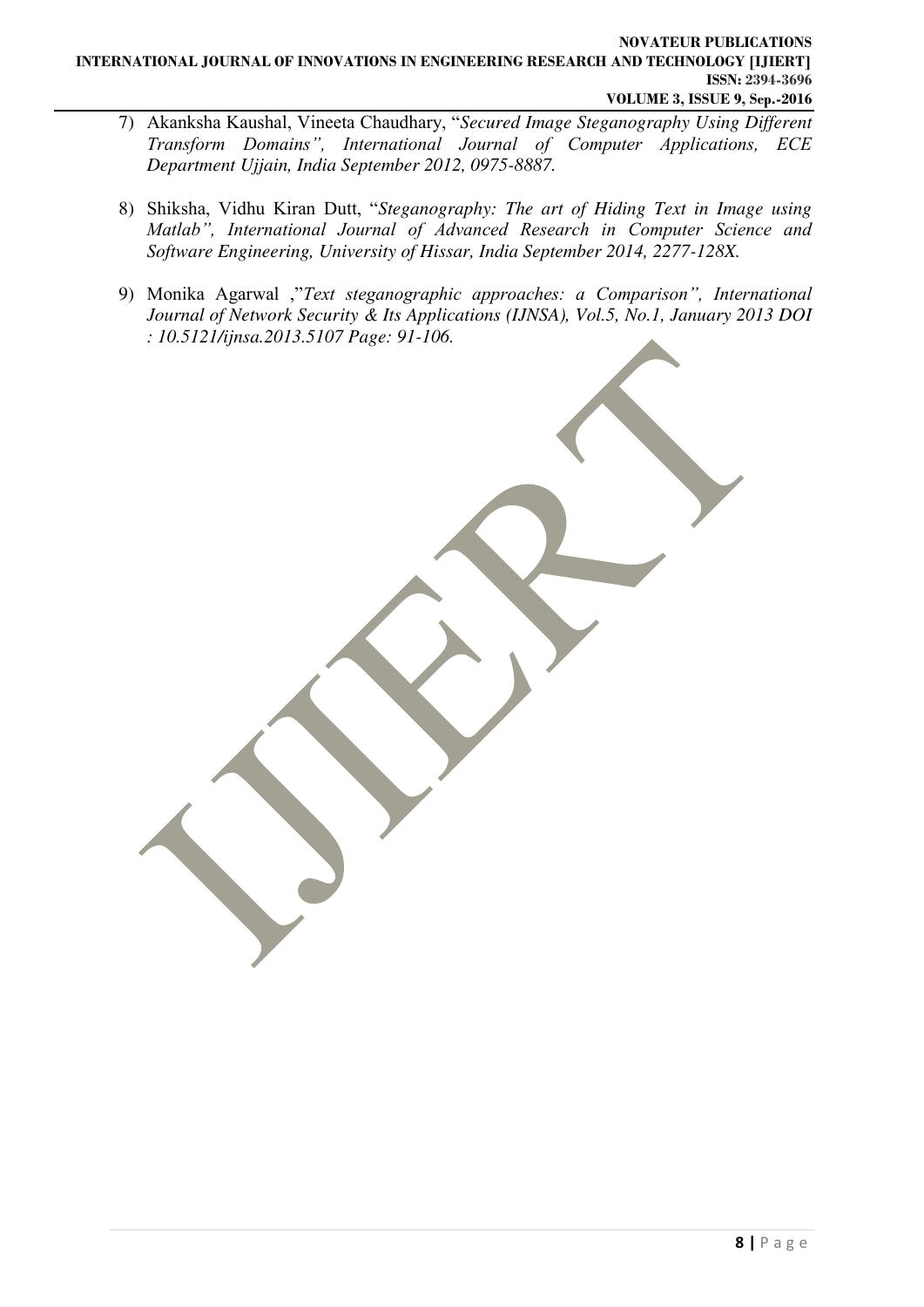7) Akanksha Kaushal, Vineeta Chaudhary, "*Secured Image Steganography Using Different Transform Domains", International Journal of Computer Applications, ECE Department Ujjain, India September 2012, 0975-8887.*

8) Shiksha, Vidhu Kiran Dutt, "*Steganography: The art of Hiding Text in Image using Matlab", International Journal of Advanced Research in Computer Science and Software Engineering, University of Hissar, India September 2014, 2277-128X.*

9) Monika Agarwal ,"*Text steganographic approaches: a Comparison", International Journal of Network Security & Its Applications (IJNSA), Vol.5, No.1, January 2013 DOI : 10.5121/ijnsa.2013.5107 Page: 91-106.*